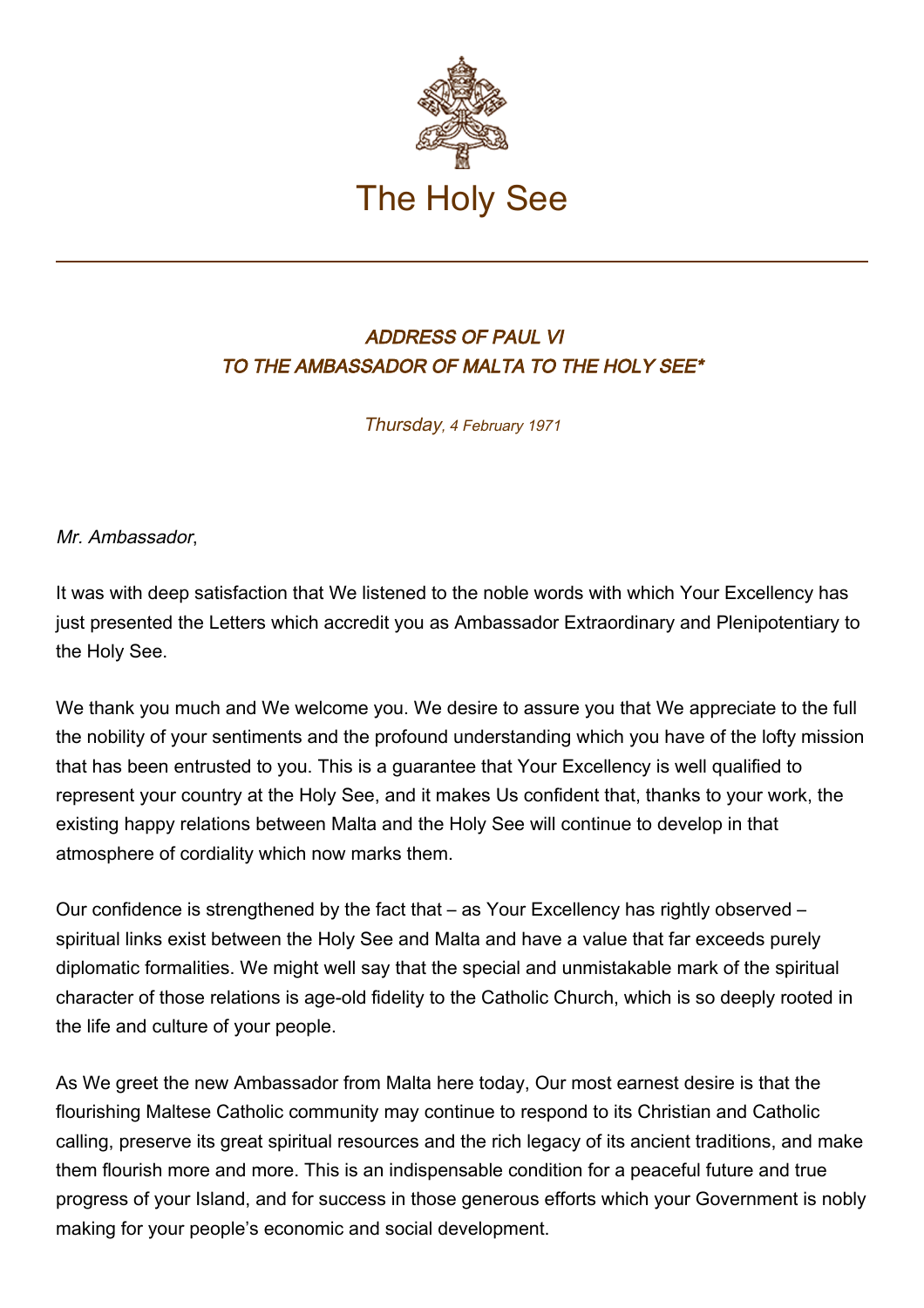# The Holy See

## *ADDRESS OF PAUL VI TO THE AMBASSADOR OF MALTA TO THE HOLY SEE**

*Thursday, 4 February 1971*

*Mr. Ambassador*,

It was with deep satisfaction that We listened to the noble words with which Your Excellency has just presented the Letters which accredit you as Ambassador Extraordinary and Plenipotentiary to the Holy See.

We thank you much and We welcome you. We desire to assure you that We appreciate to the full the nobility of your sentiments and the profound understanding which you have of the lofty mission that has been entrusted to you. This is a guarantee that Your Excellency is well qualified to represent your country at the Holy See, and it makes Us confident that, thanks to your work, the existing happy relations between Malta and the Holy See will continue to develop in that atmosphere of cordiality which now marks them.

Our confidence is strengthened by the fact that – as Your Excellency has rightly observed – spiritual links exist between the Holy See and Malta and have a value that far exceeds purely diplomatic formalities. We might well say that the special and unmistakable mark of the spiritual character of those relations is age-old fidelity to the Catholic Church, which is so deeply rooted in the life and culture of your people.

As We greet the new Ambassador from Malta here today, Our most earnest desire is that the flourishing Maltese Catholic community may continue to respond to its Christian and Catholic calling, preserve its great spiritual resources and the rich legacy of its ancient traditions, and make them flourish more and more. This is an indispensable condition for a peaceful future and true progress of your Island, and for success in those generous efforts which your Government is nobly making for your people's economic and social development.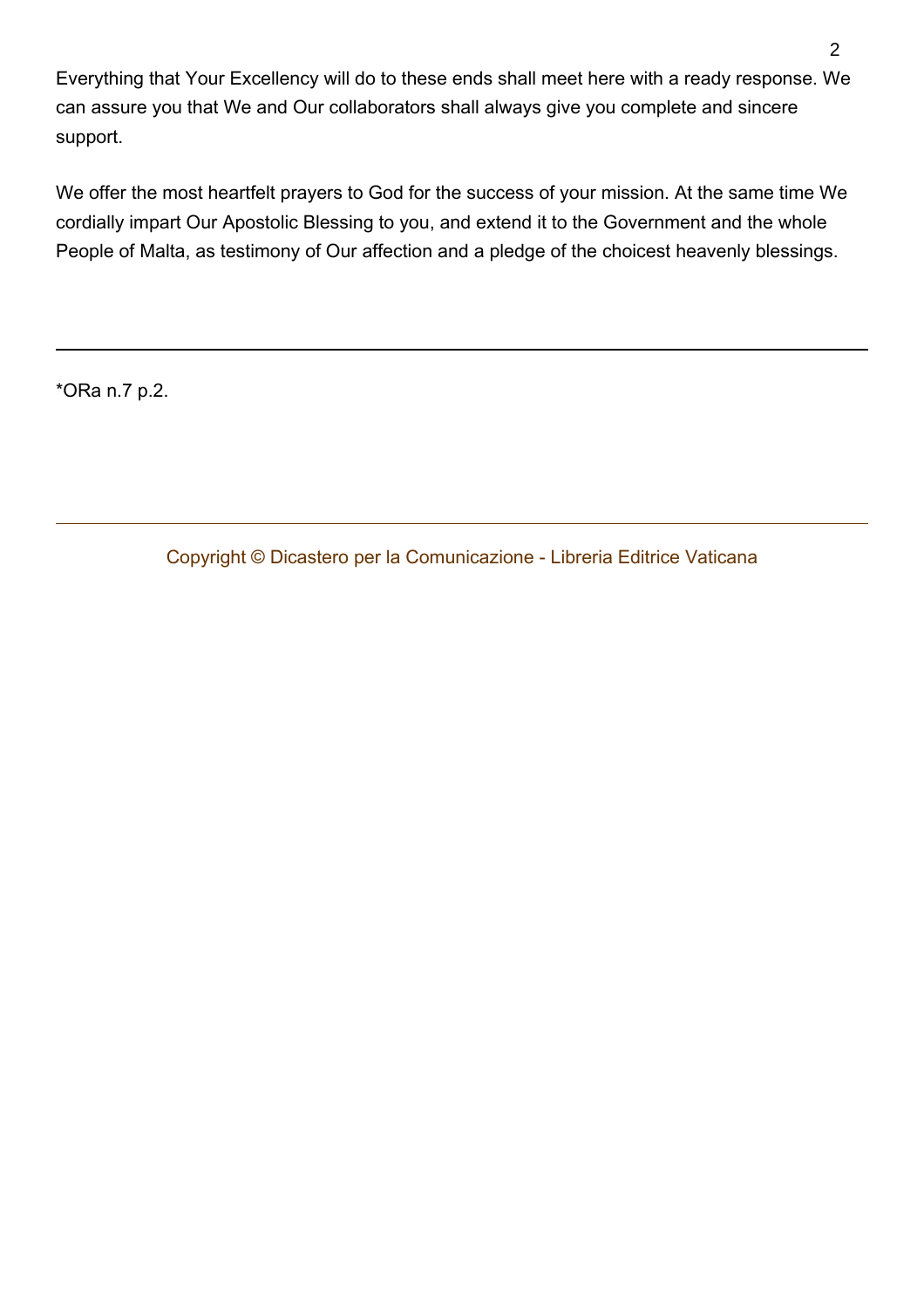Everything that Your Excellency will do to these ends shall meet here with a ready response. We can assure you that We and Our collaborators shall always give you complete and sincere support.

We offer the most heartfelt prayers to God for the success of your mission. At the same time We cordially impart Our Apostolic Blessing to you, and extend it to the Government and the whole People of Malta, as testimony of Our affection and a pledge of the choicest heavenly blessings.

---

*ORa n.7 p.2.

---

Copyright © Dicastero per la Comunicazione - Libreria Editrice Vaticana